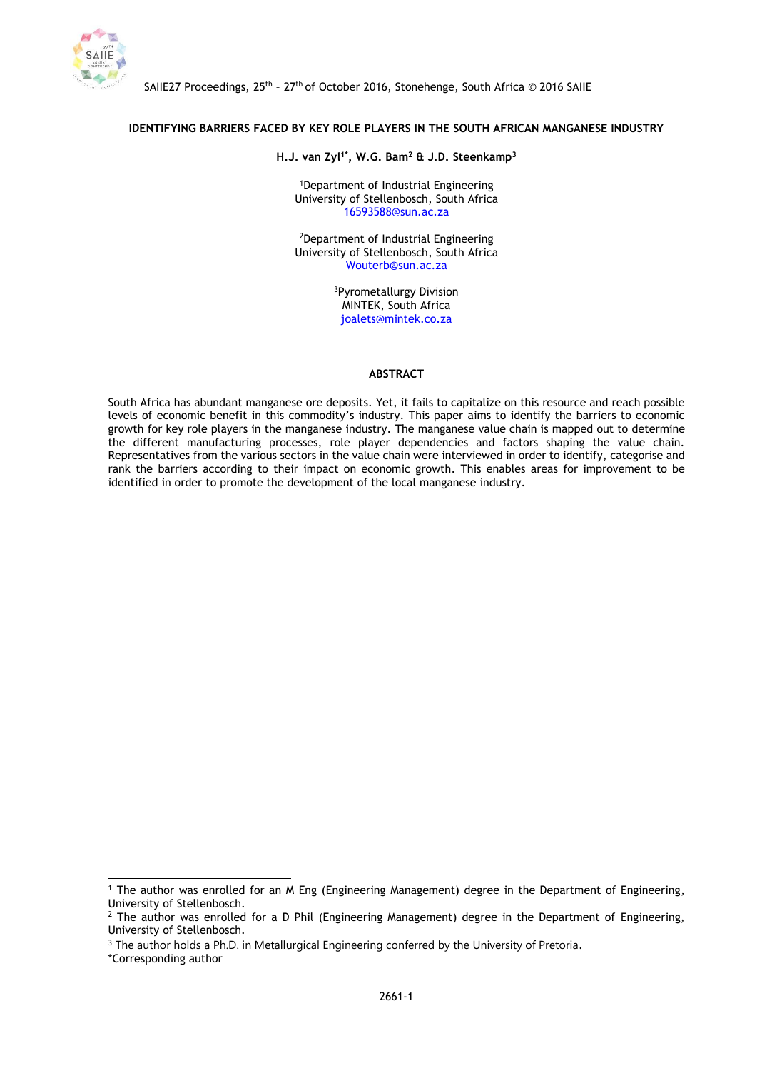# IDENTIFYING BARRIERS FACED BY KEY ROLE PLAYERS IN THE SOUTH AFRICAN MANGANESE INDUSTRY

**H.J. van Zyl[1*], W.G. Bam[2] & J.D. Steenkamp[3]**

[1]Department of Industrial Engineering
University of Stellenbosch, South Africa
16593588@sun.ac.za

[2]Department of Industrial Engineering
University of Stellenbosch, South Africa
Wouterb@sun.ac.za

[3]Pyrometallurgy Division
MINTEK, South Africa
joalets@mintek.co.za

## ABSTRACT

South Africa has abundant manganese ore deposits. Yet, it fails to capitalize on this resource and reach possible levels of economic benefit in this commodity's industry. This paper aims to identify the barriers to economic growth for key role players in the manganese industry. The manganese value chain is mapped out to determine the different manufacturing processes, role player dependencies and factors shaping the value chain. Representatives from the various sectors in the value chain were interviewed in order to identify, categorise and rank the barriers according to their impact on economic growth. This enables areas for improvement to be identified in order to promote the development of the local manganese industry.

---

[1] The author was enrolled for an M Eng (Engineering Management) degree in the Department of Engineering, University of Stellenbosch.

[2] The author was enrolled for a D Phil (Engineering Management) degree in the Department of Engineering, University of Stellenbosch.

[3] The author holds a Ph.D. in Metallurgical Engineering conferred by the University of Pretoria.

*Corresponding author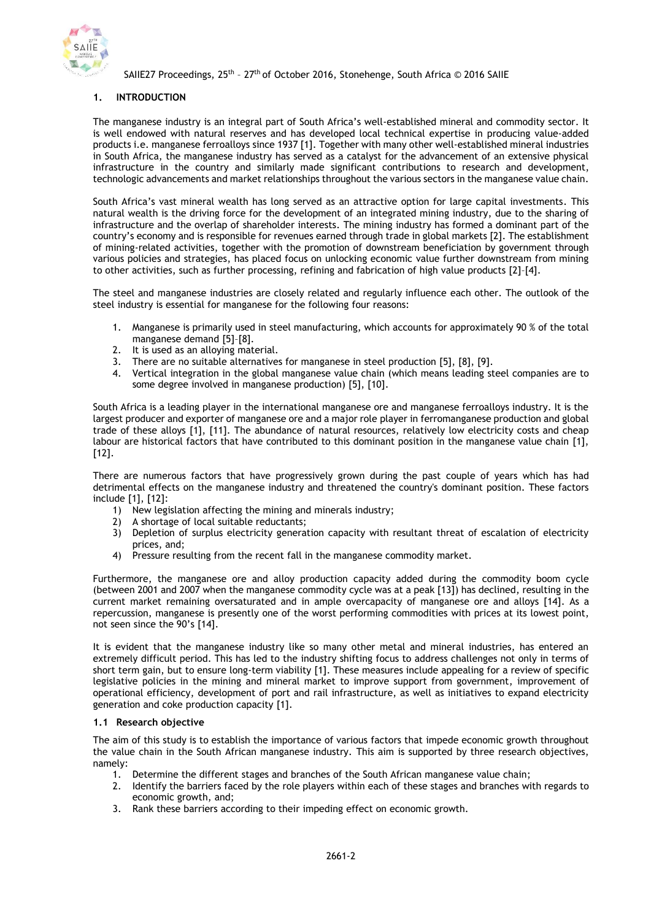## 1. INTRODUCTION

The manganese industry is an integral part of South Africa's well-established mineral and commodity sector. It is well endowed with natural reserves and has developed local technical expertise in producing value-added products i.e. manganese ferroalloys since 1937 [1]. Together with many other well-established mineral industries in South Africa, the manganese industry has served as a catalyst for the advancement of an extensive physical infrastructure in the country and similarly made significant contributions to research and development, technologic advancements and market relationships throughout the various sectors in the manganese value chain.

South Africa's vast mineral wealth has long served as an attractive option for large capital investments. This natural wealth is the driving force for the development of an integrated mining industry, due to the sharing of infrastructure and the overlap of shareholder interests. The mining industry has formed a dominant part of the country's economy and is responsible for revenues earned through trade in global markets [2]. The establishment of mining-related activities, together with the promotion of downstream beneficiation by government through various policies and strategies, has placed focus on unlocking economic value further downstream from mining to other activities, such as further processing, refining and fabrication of high value products [2]–[4].

The steel and manganese industries are closely related and regularly influence each other. The outlook of the steel industry is essential for manganese for the following four reasons:

1. Manganese is primarily used in steel manufacturing, which accounts for approximately 90 % of the total manganese demand [5]–[8].
2. It is used as an alloying material.
3. There are no suitable alternatives for manganese in steel production [5], [8], [9].
4. Vertical integration in the global manganese value chain (which means leading steel companies are to some degree involved in manganese production) [5], [10].

South Africa is a leading player in the international manganese ore and manganese ferroalloys industry. It is the largest producer and exporter of manganese ore and a major role player in ferromanganese production and global trade of these alloys [1], [11]. The abundance of natural resources, relatively low electricity costs and cheap labour are historical factors that have contributed to this dominant position in the manganese value chain [1], [12].

There are numerous factors that have progressively grown during the past couple of years which has had detrimental effects on the manganese industry and threatened the country's dominant position. These factors include [1], [12]:

1) New legislation affecting the mining and minerals industry;
2) A shortage of local suitable reductants;
3) Depletion of surplus electricity generation capacity with resultant threat of escalation of electricity prices, and;
4) Pressure resulting from the recent fall in the manganese commodity market.

Furthermore, the manganese ore and alloy production capacity added during the commodity boom cycle (between 2001 and 2007 when the manganese commodity cycle was at a peak [13]) has declined, resulting in the current market remaining oversaturated and in ample overcapacity of manganese ore and alloys [14]. As a repercussion, manganese is presently one of the worst performing commodities with prices at its lowest point, not seen since the 90's [14].

It is evident that the manganese industry like so many other metal and mineral industries, has entered an extremely difficult period. This has led to the industry shifting focus to address challenges not only in terms of short term gain, but to ensure long-term viability [1]. These measures include appealing for a review of specific legislative policies in the mining and mineral market to improve support from government, improvement of operational efficiency, development of port and rail infrastructure, as well as initiatives to expand electricity generation and coke production capacity [1].

### 1.1 Research objective

The aim of this study is to establish the importance of various factors that impede economic growth throughout the value chain in the South African manganese industry. This aim is supported by three research objectives, namely:

1. Determine the different stages and branches of the South African manganese value chain;
2. Identify the barriers faced by the role players within each of these stages and branches with regards to economic growth, and;
3. Rank these barriers according to their impeding effect on economic growth.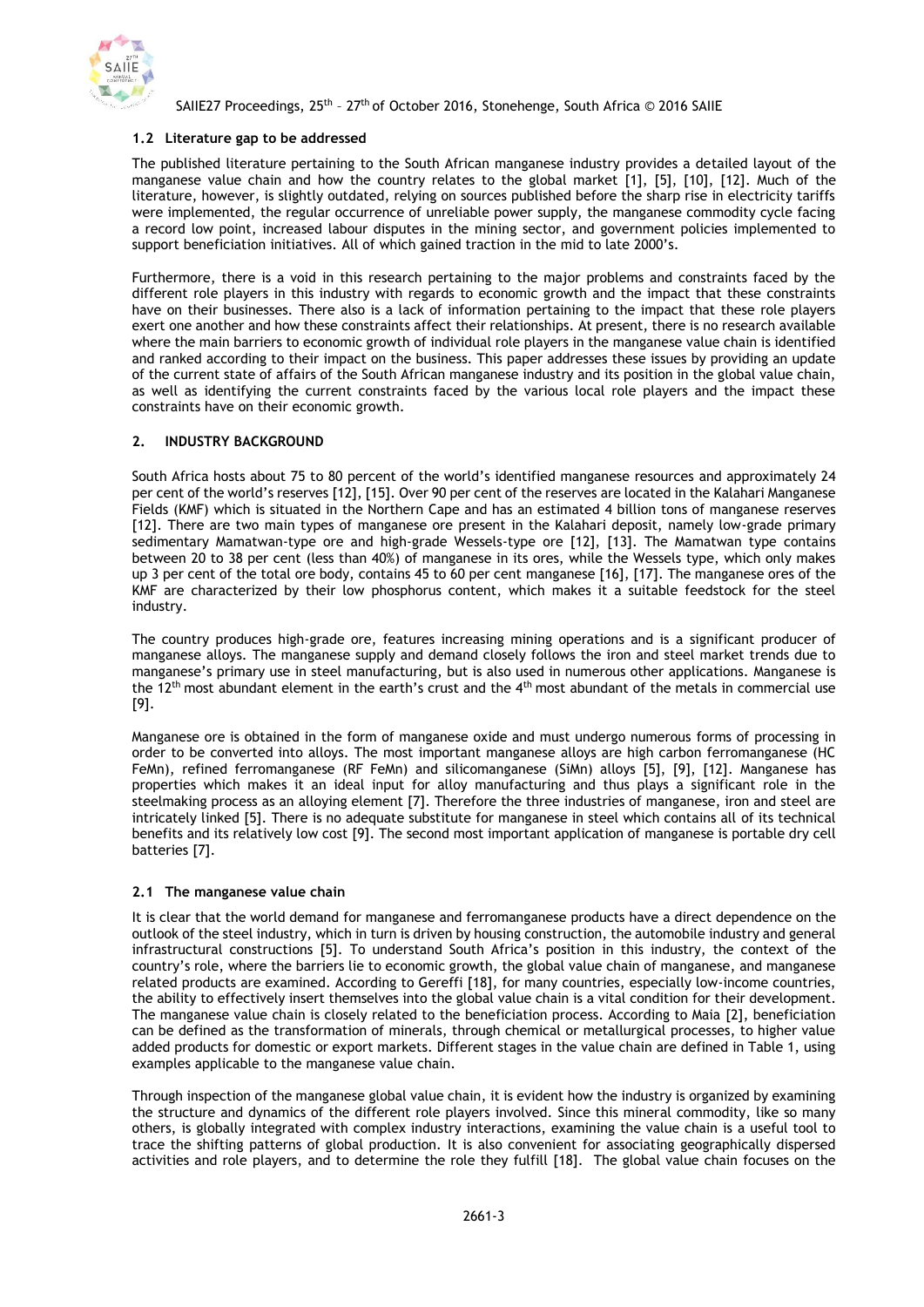### 1.2 Literature gap to be addressed

The published literature pertaining to the South African manganese industry provides a detailed layout of the manganese value chain and how the country relates to the global market [1], [5], [10], [12]. Much of the literature, however, is slightly outdated, relying on sources published before the sharp rise in electricity tariffs were implemented, the regular occurrence of unreliable power supply, the manganese commodity cycle facing a record low point, increased labour disputes in the mining sector, and government policies implemented to support beneficiation initiatives. All of which gained traction in the mid to late 2000's.

Furthermore, there is a void in this research pertaining to the major problems and constraints faced by the different role players in this industry with regards to economic growth and the impact that these constraints have on their businesses. There also is a lack of information pertaining to the impact that these role players exert one another and how these constraints affect their relationships. At present, there is no research available where the main barriers to economic growth of individual role players in the manganese value chain is identified and ranked according to their impact on the business. This paper addresses these issues by providing an update of the current state of affairs of the South African manganese industry and its position in the global value chain, as well as identifying the current constraints faced by the various local role players and the impact these constraints have on their economic growth.

## 2. INDUSTRY BACKGROUND

South Africa hosts about 75 to 80 percent of the world's identified manganese resources and approximately 24 per cent of the world's reserves [12], [15]. Over 90 per cent of the reserves are located in the Kalahari Manganese Fields (KMF) which is situated in the Northern Cape and has an estimated 4 billion tons of manganese reserves [12]. There are two main types of manganese ore present in the Kalahari deposit, namely low-grade primary sedimentary Mamatwan-type ore and high-grade Wessels-type ore [12], [13]. The Mamatwan type contains between 20 to 38 per cent (less than 40%) of manganese in its ores, while the Wessels type, which only makes up 3 per cent of the total ore body, contains 45 to 60 per cent manganese [16], [17]. The manganese ores of the KMF are characterized by their low phosphorus content, which makes it a suitable feedstock for the steel industry.

The country produces high-grade ore, features increasing mining operations and is a significant producer of manganese alloys. The manganese supply and demand closely follows the iron and steel market trends due to manganese's primary use in steel manufacturing, but is also used in numerous other applications. Manganese is the 12th most abundant element in the earth's crust and the 4th most abundant of the metals in commercial use [9].

Manganese ore is obtained in the form of manganese oxide and must undergo numerous forms of processing in order to be converted into alloys. The most important manganese alloys are high carbon ferromanganese (HC FeMn), refined ferromanganese (RF FeMn) and silicomanganese (SiMn) alloys [5], [9], [12]. Manganese has properties which makes it an ideal input for alloy manufacturing and thus plays a significant role in the steelmaking process as an alloying element [7]. Therefore the three industries of manganese, iron and steel are intricately linked [5]. There is no adequate substitute for manganese in steel which contains all of its technical benefits and its relatively low cost [9]. The second most important application of manganese is portable dry cell batteries [7].

### 2.1 The manganese value chain

It is clear that the world demand for manganese and ferromanganese products have a direct dependence on the outlook of the steel industry, which in turn is driven by housing construction, the automobile industry and general infrastructural constructions [5]. To understand South Africa's position in this industry, the context of the country's role, where the barriers lie to economic growth, the global value chain of manganese, and manganese related products are examined. According to Gereffi [18], for many countries, especially low-income countries, the ability to effectively insert themselves into the global value chain is a vital condition for their development. The manganese value chain is closely related to the beneficiation process. According to Maia [2], beneficiation can be defined as the transformation of minerals, through chemical or metallurgical processes, to higher value added products for domestic or export markets. Different stages in the value chain are defined in Table 1, using examples applicable to the manganese value chain.

Through inspection of the manganese global value chain, it is evident how the industry is organized by examining the structure and dynamics of the different role players involved. Since this mineral commodity, like so many others, is globally integrated with complex industry interactions, examining the value chain is a useful tool to trace the shifting patterns of global production. It is also convenient for associating geographically dispersed activities and role players, and to determine the role they fulfill [18]. The global value chain focuses on the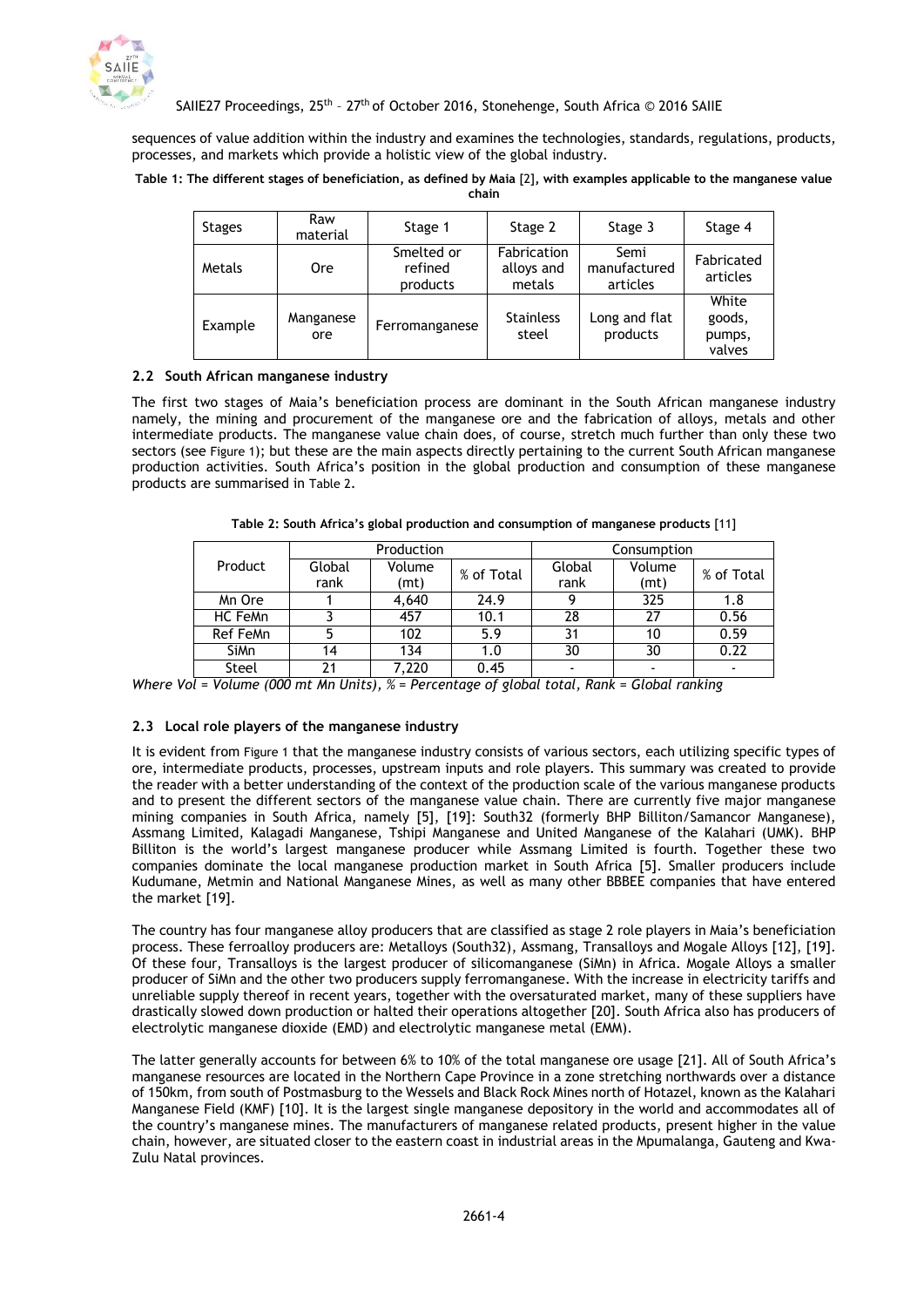sequences of value addition within the industry and examines the technologies, standards, regulations, products, processes, and markets which provide a holistic view of the global industry.

**Table 1: The different stages of beneficiation, as defined by Maia [2], with examples applicable to the manganese value chain**

| Stages | Raw material | Stage 1 | Stage 2 | Stage 3 | Stage 4 |
|---|---|---|---|---|---|
| Metals | Ore | Smelted or refined products | Fabrication alloys and metals | Semi manufactured articles | Fabricated articles |
| Example | Manganese ore | Ferromanganese | Stainless steel | Long and flat products | White goods, pumps, valves |

### 2.2 South African manganese industry

The first two stages of Maia's beneficiation process are dominant in the South African manganese industry namely, the mining and procurement of the manganese ore and the fabrication of alloys, metals and other intermediate products. The manganese value chain does, of course, stretch much further than only these two sectors (see Figure 1); but these are the main aspects directly pertaining to the current South African manganese production activities. South Africa's position in the global production and consumption of these manganese products are summarised in Table 2.

**Table 2: South Africa's global production and consumption of manganese products** [11]

| Product | Production | | | Consumption | | |
|---|---|---|---|---|---|---|
| | Global rank | Volume (mt) | % of Total | Global rank | Volume (mt) | % of Total |
| Mn Ore | 1 | 4,640 | 24.9 | 9 | 325 | 1.8 |
| HC FeMn | 3 | 457 | 10.1 | 28 | 27 | 0.56 |
| Ref FeMn | 5 | 102 | 5.9 | 31 | 10 | 0.59 |
| SiMn | 14 | 134 | 1.0 | 30 | 30 | 0.22 |
| Steel | 21 | 7,220 | 0.45 | - | - | - |

*Where Vol = Volume (000 mt Mn Units), % = Percentage of global total, Rank = Global ranking*

### 2.3 Local role players of the manganese industry

It is evident from Figure 1 that the manganese industry consists of various sectors, each utilizing specific types of ore, intermediate products, processes, upstream inputs and role players. This summary was created to provide the reader with a better understanding of the context of the production scale of the various manganese products and to present the different sectors of the manganese value chain. There are currently five major manganese mining companies in South Africa, namely [5], [19]: South32 (formerly BHP Billiton/Samancor Manganese), Assmang Limited, Kalagadi Manganese, Tshipi Manganese and United Manganese of the Kalahari (UMK). BHP Billiton is the world's largest manganese producer while Assmang Limited is fourth. Together these two companies dominate the local manganese production market in South Africa [5]. Smaller producers include Kudumane, Metmin and National Manganese Mines, as well as many other BBBEE companies that have entered the market [19].

The country has four manganese alloy producers that are classified as stage 2 role players in Maia's beneficiation process. These ferroalloy producers are: Metalloys (South32), Assmang, Transalloys and Mogale Alloys [12], [19]. Of these four, Transalloys is the largest producer of silicomanganese (SiMn) in Africa. Mogale Alloys a smaller producer of SiMn and the other two producers supply ferromanganese. With the increase in electricity tariffs and unreliable supply thereof in recent years, together with the oversaturated market, many of these suppliers have drastically slowed down production or halted their operations altogether [20]. South Africa also has producers of electrolytic manganese dioxide (EMD) and electrolytic manganese metal (EMM).

The latter generally accounts for between 6% to 10% of the total manganese ore usage [21]. All of South Africa's manganese resources are located in the Northern Cape Province in a zone stretching northwards over a distance of 150km, from south of Postmasburg to the Wessels and Black Rock Mines north of Hotazel, known as the Kalahari Manganese Field (KMF) [10]. It is the largest single manganese depository in the world and accommodates all of the country's manganese mines. The manufacturers of manganese related products, present higher in the value chain, however, are situated closer to the eastern coast in industrial areas in the Mpumalanga, Gauteng and Kwa-Zulu Natal provinces.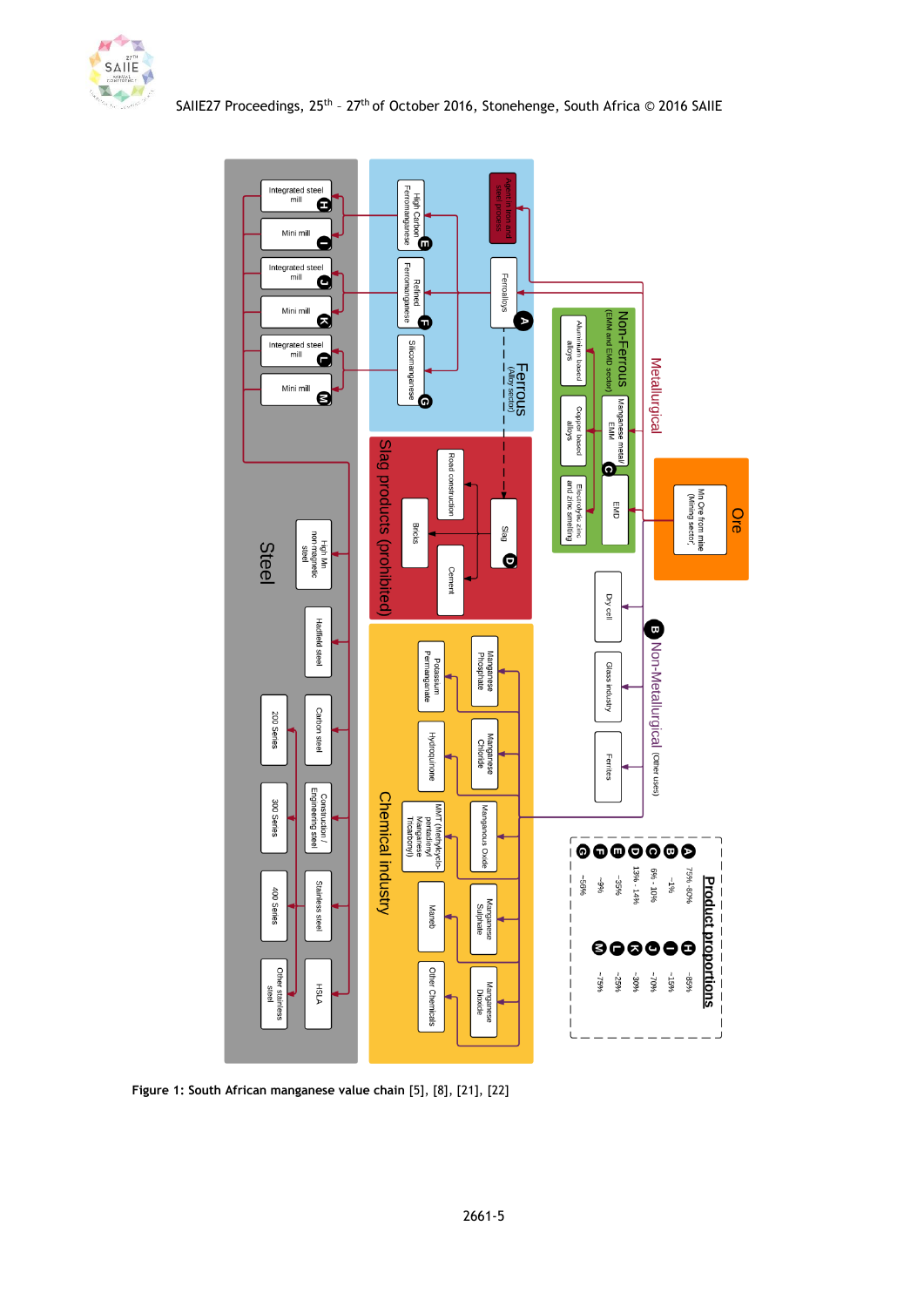| Product proportions | | | |
|---|---|---|---|
| A | 75% -80% | H | ~85% |
| B | ~1% | I | ~15% |
| C | 6% - 10% | J | ~70% |
| D | 13% - 14% | K | ~30% |
| E | ~35% | L | ~25% |
| F | ~9% | M | ~75% |
| G | ~56% | | |

Figure 1: South African manganese value chain [5], [8], [21], [22]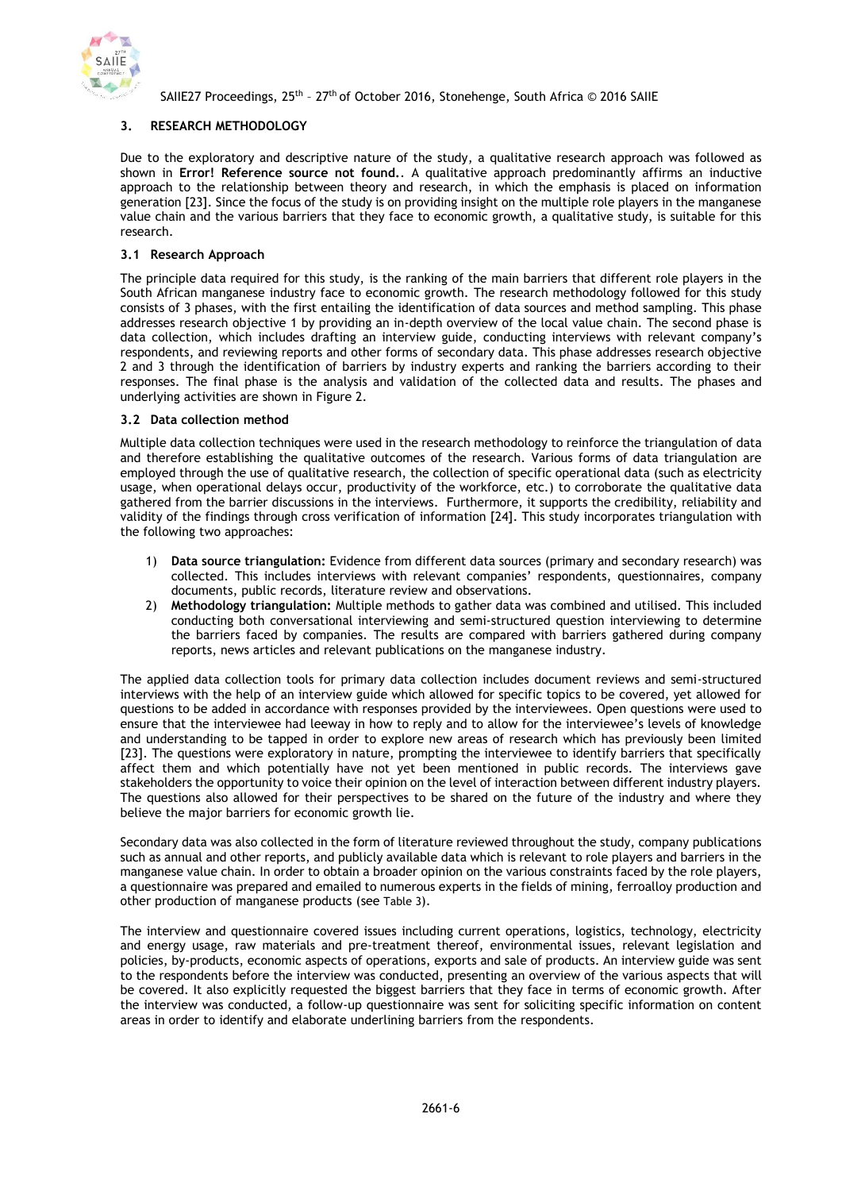## 3. RESEARCH METHODOLOGY

Due to the exploratory and descriptive nature of the study, a qualitative research approach was followed as shown in **Error! Reference source not found.**. A qualitative approach predominantly affirms an inductive approach to the relationship between theory and research, in which the emphasis is placed on information generation [23]. Since the focus of the study is on providing insight on the multiple role players in the manganese value chain and the various barriers that they face to economic growth, a qualitative study, is suitable for this research.

### 3.1 Research Approach

The principle data required for this study, is the ranking of the main barriers that different role players in the South African manganese industry face to economic growth. The research methodology followed for this study consists of 3 phases, with the first entailing the identification of data sources and method sampling. This phase addresses research objective 1 by providing an in-depth overview of the local value chain. The second phase is data collection, which includes drafting an interview guide, conducting interviews with relevant company's respondents, and reviewing reports and other forms of secondary data. This phase addresses research objective 2 and 3 through the identification of barriers by industry experts and ranking the barriers according to their responses. The final phase is the analysis and validation of the collected data and results. The phases and underlying activities are shown in Figure 2.

### 3.2 Data collection method

Multiple data collection techniques were used in the research methodology to reinforce the triangulation of data and therefore establishing the qualitative outcomes of the research. Various forms of data triangulation are employed through the use of qualitative research, the collection of specific operational data (such as electricity usage, when operational delays occur, productivity of the workforce, etc.) to corroborate the qualitative data gathered from the barrier discussions in the interviews. Furthermore, it supports the credibility, reliability and validity of the findings through cross verification of information [24]. This study incorporates triangulation with the following two approaches:

1) **Data source triangulation:** Evidence from different data sources (primary and secondary research) was collected. This includes interviews with relevant companies' respondents, questionnaires, company documents, public records, literature review and observations.
2) **Methodology triangulation:** Multiple methods to gather data was combined and utilised. This included conducting both conversational interviewing and semi-structured question interviewing to determine the barriers faced by companies. The results are compared with barriers gathered during company reports, news articles and relevant publications on the manganese industry.

The applied data collection tools for primary data collection includes document reviews and semi-structured interviews with the help of an interview guide which allowed for specific topics to be covered, yet allowed for questions to be added in accordance with responses provided by the interviewees. Open questions were used to ensure that the interviewee had leeway in how to reply and to allow for the interviewee's levels of knowledge and understanding to be tapped in order to explore new areas of research which has previously been limited [23]. The questions were exploratory in nature, prompting the interviewee to identify barriers that specifically affect them and which potentially have not yet been mentioned in public records. The interviews gave stakeholders the opportunity to voice their opinion on the level of interaction between different industry players. The questions also allowed for their perspectives to be shared on the future of the industry and where they believe the major barriers for economic growth lie.

Secondary data was also collected in the form of literature reviewed throughout the study, company publications such as annual and other reports, and publicly available data which is relevant to role players and barriers in the manganese value chain. In order to obtain a broader opinion on the various constraints faced by the role players, a questionnaire was prepared and emailed to numerous experts in the fields of mining, ferroalloy production and other production of manganese products (see Table 3).

The interview and questionnaire covered issues including current operations, logistics, technology, electricity and energy usage, raw materials and pre-treatment thereof, environmental issues, relevant legislation and policies, by-products, economic aspects of operations, exports and sale of products. An interview guide was sent to the respondents before the interview was conducted, presenting an overview of the various aspects that will be covered. It also explicitly requested the biggest barriers that they face in terms of economic growth. After the interview was conducted, a follow-up questionnaire was sent for soliciting specific information on content areas in order to identify and elaborate underlining barriers from the respondents.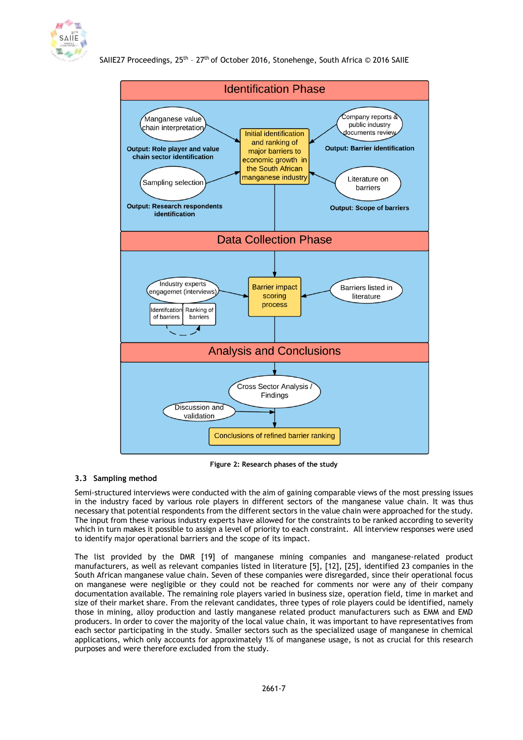Figure 2: Research phases of the study

### 3.3 Sampling method

Semi-structured interviews were conducted with the aim of gaining comparable views of the most pressing issues in the industry faced by various role players in different sectors of the manganese value chain. It was thus necessary that potential respondents from the different sectors in the value chain were approached for the study. The input from these various industry experts have allowed for the constraints to be ranked according to severity which in turn makes it possible to assign a level of priority to each constraint. All interview responses were used to identify major operational barriers and the scope of its impact.

The list provided by the DMR [19] of manganese mining companies and manganese-related product manufacturers, as well as relevant companies listed in literature [5], [12], [25], identified 23 companies in the South African manganese value chain. Seven of these companies were disregarded, since their operational focus on manganese were negligible or they could not be reached for comments nor were any of their company documentation available. The remaining role players varied in business size, operation field, time in market and size of their market share. From the relevant candidates, three types of role players could be identified, namely those in mining, alloy production and lastly manganese related product manufacturers such as EMM and EMD producers. In order to cover the majority of the local value chain, it was important to have representatives from each sector participating in the study. Smaller sectors such as the specialized usage of manganese in chemical applications, which only accounts for approximately 1% of manganese usage, is not as crucial for this research purposes and were therefore excluded from the study.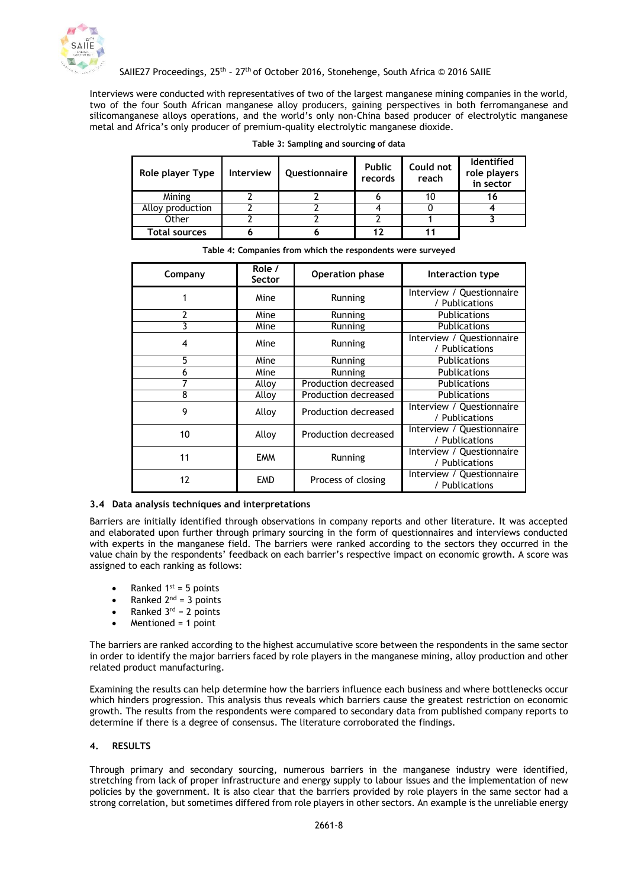Interviews were conducted with representatives of two of the largest manganese mining companies in the world, two of the four South African manganese alloy producers, gaining perspectives in both ferromanganese and silicomanganese alloys operations, and the world's only non-China based producer of electrolytic manganese metal and Africa's only producer of premium-quality electrolytic manganese dioxide.

**Table 3: Sampling and sourcing of data**

| Role player Type | Interview | Questionnaire | Public records | Could not reach | Identified role players in sector |
|---|---|---|---|---|---|
| Mining | 2 | 2 | 6 | 10 | **16** |
| Alloy production | 2 | 2 | 4 | 0 | **4** |
| Other | 2 | 2 | 2 | 1 | **3** |
| **Total sources** | **6** | **6** | **12** | **11** | |

**Table 4: Companies from which the respondents were surveyed**

| Company | Role / Sector | Operation phase | Interaction type |
|---|---|---|---|
| 1 | Mine | Running | Interview / Questionnaire / Publications |
| 2 | Mine | Running | Publications |
| 3 | Mine | Running | Publications |
| 4 | Mine | Running | Interview / Questionnaire / Publications |
| 5 | Mine | Running | Publications |
| 6 | Mine | Running | Publications |
| 7 | Alloy | Production decreased | Publications |
| 8 | Alloy | Production decreased | Publications |
| 9 | Alloy | Production decreased | Interview / Questionnaire / Publications |
| 10 | Alloy | Production decreased | Interview / Questionnaire / Publications |
| 11 | EMM | Running | Interview / Questionnaire / Publications |
| 12 | EMD | Process of closing | Interview / Questionnaire / Publications |

### 3.4 Data analysis techniques and interpretations

Barriers are initially identified through observations in company reports and other literature. It was accepted and elaborated upon further through primary sourcing in the form of questionnaires and interviews conducted with experts in the manganese field. The barriers were ranked according to the sectors they occurred in the value chain by the respondents' feedback on each barrier's respective impact on economic growth. A score was assigned to each ranking as follows:

- Ranked 1st = 5 points
- Ranked 2nd = 3 points
- Ranked 3rd = 2 points
- Mentioned = 1 point

The barriers are ranked according to the highest accumulative score between the respondents in the same sector in order to identify the major barriers faced by role players in the manganese mining, alloy production and other related product manufacturing.

Examining the results can help determine how the barriers influence each business and where bottlenecks occur which hinders progression. This analysis thus reveals which barriers cause the greatest restriction on economic growth. The results from the respondents were compared to secondary data from published company reports to determine if there is a degree of consensus. The literature corroborated the findings.

## 4. RESULTS

Through primary and secondary sourcing, numerous barriers in the manganese industry were identified, stretching from lack of proper infrastructure and energy supply to labour issues and the implementation of new policies by the government. It is also clear that the barriers provided by role players in the same sector had a strong correlation, but sometimes differed from role players in other sectors. An example is the unreliable energy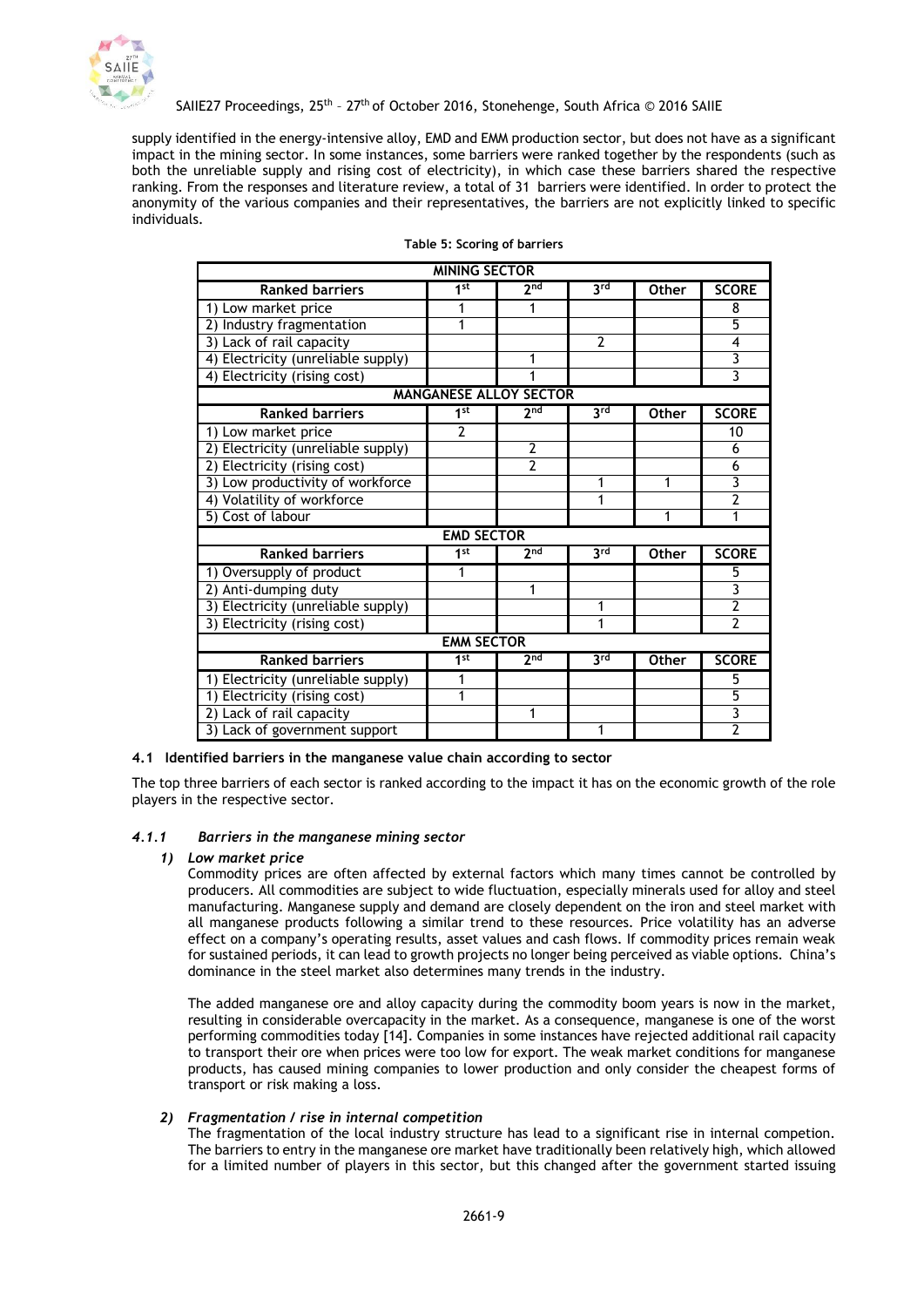supply identified in the energy-intensive alloy, EMD and EMM production sector, but does not have as a significant impact in the mining sector. In some instances, some barriers were ranked together by the respondents (such as both the unreliable supply and rising cost of electricity), in which case these barriers shared the respective ranking. From the responses and literature review, a total of 31 barriers were identified. In order to protect the anonymity of the various companies and their representatives, the barriers are not explicitly linked to specific individuals.

**Table 5: Scoring of barriers**

| MINING SECTOR | | | | | |
|---|---|---|---|---|---|
| **Ranked barriers** | **1st** | **2nd** | **3rd** | **Other** | **SCORE** |
| 1) Low market price | 1 | 1 | | | 8 |
| 2) Industry fragmentation | 1 | | | | 5 |
| 3) Lack of rail capacity | | | 2 | | 4 |
| 4) Electricity (unreliable supply) | | 1 | | | 3 |
| 4) Electricity (rising cost) | | 1 | | | 3 |
| **MANGANESE ALLOY SECTOR** | | | | | |
| **Ranked barriers** | **1st** | **2nd** | **3rd** | **Other** | **SCORE** |
| 1) Low market price | 2 | | | | 10 |
| 2) Electricity (unreliable supply) | | 2 | | | 6 |
| 2) Electricity (rising cost) | | 2 | | | 6 |
| 3) Low productivity of workforce | | | 1 | 1 | 3 |
| 4) Volatility of workforce | | | 1 | | 2 |
| 5) Cost of labour | | | | 1 | 1 |
| **EMD SECTOR** | | | | | |
| **Ranked barriers** | **1st** | **2nd** | **3rd** | **Other** | **SCORE** |
| 1) Oversupply of product | 1 | | | | 5 |
| 2) Anti-dumping duty | | 1 | | | 3 |
| 3) Electricity (unreliable supply) | | | 1 | | 2 |
| 3) Electricity (rising cost) | | | 1 | | 2 |
| **EMM SECTOR** | | | | | |
| **Ranked barriers** | **1st** | **2nd** | **3rd** | **Other** | **SCORE** |
| 1) Electricity (unreliable supply) | 1 | | | | 5 |
| 1) Electricity (rising cost) | 1 | | | | 5 |
| 2) Lack of rail capacity | | 1 | | | 3 |
| 3) Lack of government support | | | 1 | | 2 |

### 4.1 Identified barriers in the manganese value chain according to sector

The top three barriers of each sector is ranked according to the impact it has on the economic growth of the role players in the respective sector.

#### *4.1.1 Barriers in the manganese mining sector*

***1) Low market price***

Commodity prices are often affected by external factors which many times cannot be controlled by producers. All commodities are subject to wide fluctuation, especially minerals used for alloy and steel manufacturing. Manganese supply and demand are closely dependent on the iron and steel market with all manganese products following a similar trend to these resources. Price volatility has an adverse effect on a company's operating results, asset values and cash flows. If commodity prices remain weak for sustained periods, it can lead to growth projects no longer being perceived as viable options. China's dominance in the steel market also determines many trends in the industry.

The added manganese ore and alloy capacity during the commodity boom years is now in the market, resulting in considerable overcapacity in the market. As a consequence, manganese is one of the worst performing commodities today [14]. Companies in some instances have rejected additional rail capacity to transport their ore when prices were too low for export. The weak market conditions for manganese products, has caused mining companies to lower production and only consider the cheapest forms of transport or risk making a loss.

***2) Fragmentation / rise in internal competition***

The fragmentation of the local industry structure has lead to a significant rise in internal competion. The barriers to entry in the manganese ore market have traditionally been relatively high, which allowed for a limited number of players in this sector, but this changed after the government started issuing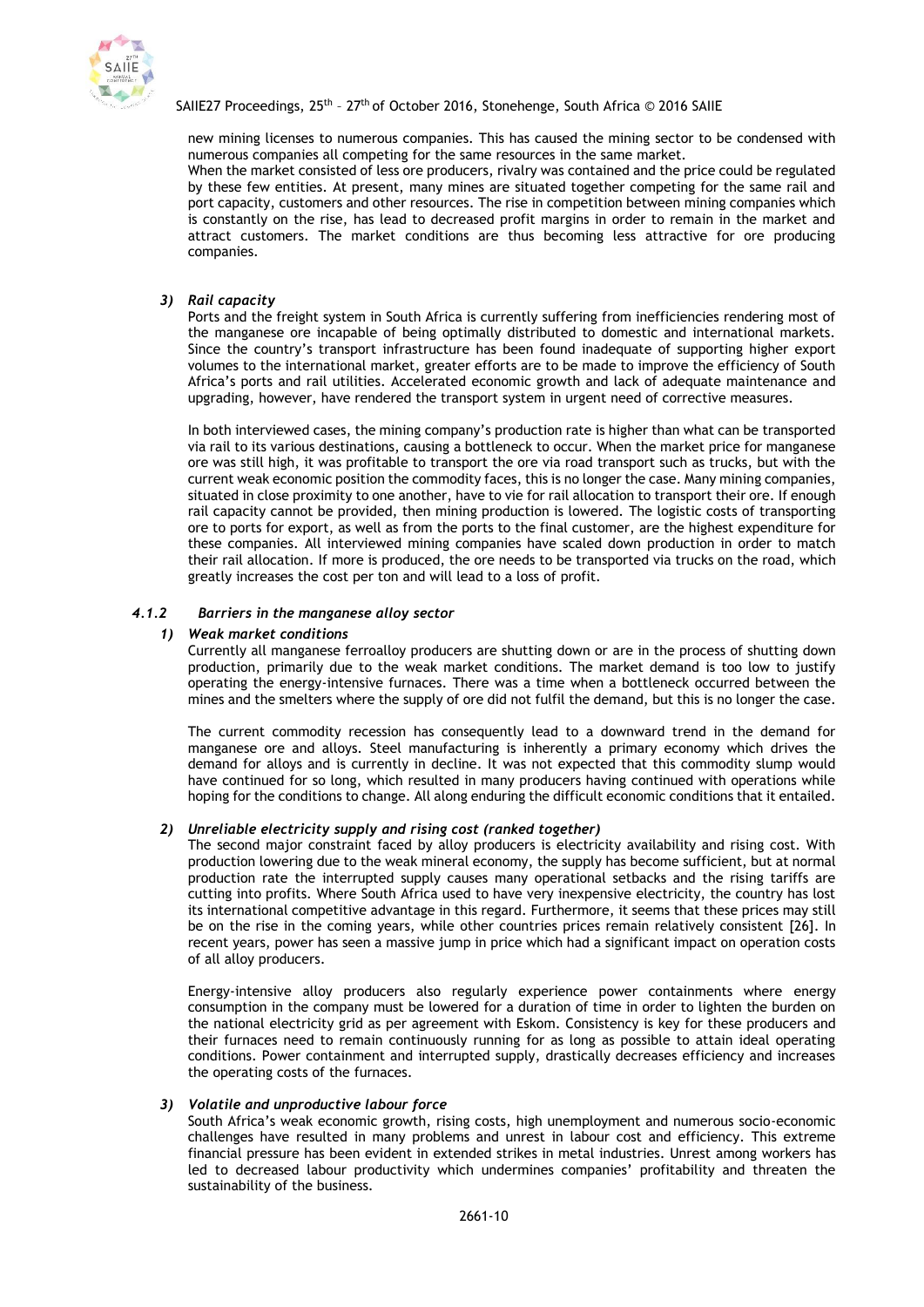new mining licenses to numerous companies. This has caused the mining sector to be condensed with numerous companies all competing for the same resources in the same market.

When the market consisted of less ore producers, rivalry was contained and the price could be regulated by these few entities. At present, many mines are situated together competing for the same rail and port capacity, customers and other resources. The rise in competition between mining companies which is constantly on the rise, has lead to decreased profit margins in order to remain in the market and attract customers. The market conditions are thus becoming less attractive for ore producing companies.

*3) Rail capacity*

Ports and the freight system in South Africa is currently suffering from inefficiencies rendering most of the manganese ore incapable of being optimally distributed to domestic and international markets. Since the country's transport infrastructure has been found inadequate of supporting higher export volumes to the international market, greater efforts are to be made to improve the efficiency of South Africa's ports and rail utilities. Accelerated economic growth and lack of adequate maintenance and upgrading, however, have rendered the transport system in urgent need of corrective measures.

In both interviewed cases, the mining company's production rate is higher than what can be transported via rail to its various destinations, causing a bottleneck to occur. When the market price for manganese ore was still high, it was profitable to transport the ore via road transport such as trucks, but with the current weak economic position the commodity faces, this is no longer the case. Many mining companies, situated in close proximity to one another, have to vie for rail allocation to transport their ore. If enough rail capacity cannot be provided, then mining production is lowered. The logistic costs of transporting ore to ports for export, as well as from the ports to the final customer, are the highest expenditure for these companies. All interviewed mining companies have scaled down production in order to match their rail allocation. If more is produced, the ore needs to be transported via trucks on the road, which greatly increases the cost per ton and will lead to a loss of profit.

### *4.1.2 Barriers in the manganese alloy sector*

*1) Weak market conditions*

Currently all manganese ferroalloy producers are shutting down or are in the process of shutting down production, primarily due to the weak market conditions. The market demand is too low to justify operating the energy-intensive furnaces. There was a time when a bottleneck occurred between the mines and the smelters where the supply of ore did not fulfil the demand, but this is no longer the case.

The current commodity recession has consequently lead to a downward trend in the demand for manganese ore and alloys. Steel manufacturing is inherently a primary economy which drives the demand for alloys and is currently in decline. It was not expected that this commodity slump would have continued for so long, which resulted in many producers having continued with operations while hoping for the conditions to change. All along enduring the difficult economic conditions that it entailed.

*2) Unreliable electricity supply and rising cost (ranked together)*

The second major constraint faced by alloy producers is electricity availability and rising cost. With production lowering due to the weak mineral economy, the supply has become sufficient, but at normal production rate the interrupted supply causes many operational setbacks and the rising tariffs are cutting into profits. Where South Africa used to have very inexpensive electricity, the country has lost its international competitive advantage in this regard. Furthermore, it seems that these prices may still be on the rise in the coming years, while other countries prices remain relatively consistent [26]. In recent years, power has seen a massive jump in price which had a significant impact on operation costs of all alloy producers.

Energy-intensive alloy producers also regularly experience power containments where energy consumption in the company must be lowered for a duration of time in order to lighten the burden on the national electricity grid as per agreement with Eskom. Consistency is key for these producers and their furnaces need to remain continuously running for as long as possible to attain ideal operating conditions. Power containment and interrupted supply, drastically decreases efficiency and increases the operating costs of the furnaces.

*3) Volatile and unproductive labour force*

South Africa's weak economic growth, rising costs, high unemployment and numerous socio-economic challenges have resulted in many problems and unrest in labour cost and efficiency. This extreme financial pressure has been evident in extended strikes in metal industries. Unrest among workers has led to decreased labour productivity which undermines companies' profitability and threaten the sustainability of the business.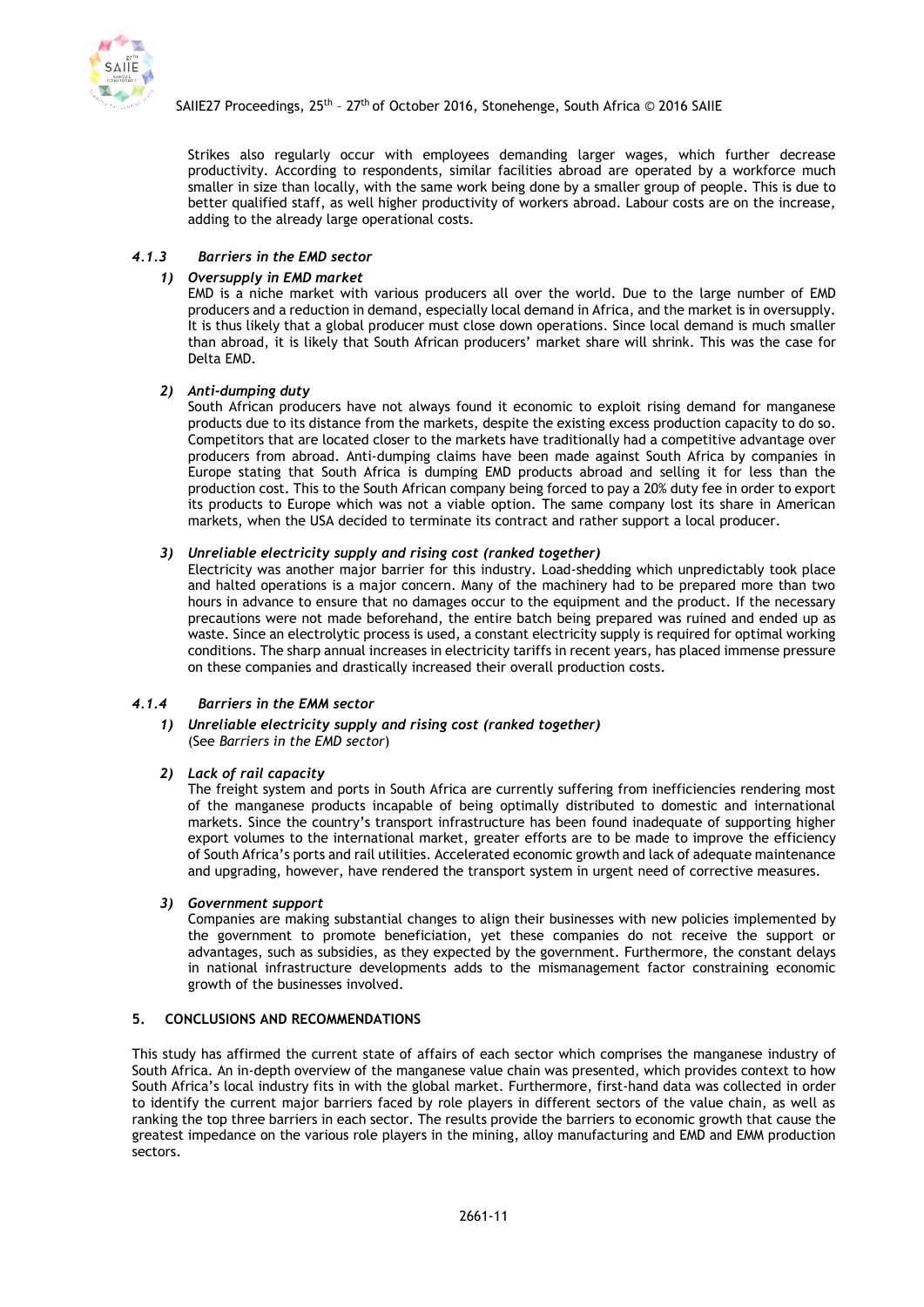Strikes also regularly occur with employees demanding larger wages, which further decrease productivity. According to respondents, similar facilities abroad are operated by a workforce much smaller in size than locally, with the same work being done by a smaller group of people. This is due to better qualified staff, as well higher productivity of workers abroad. Labour costs are on the increase, adding to the already large operational costs.

#### *4.1.3 Barriers in the EMD sector*

***1) Oversupply in EMD market***

EMD is a niche market with various producers all over the world. Due to the large number of EMD producers and a reduction in demand, especially local demand in Africa, and the market is in oversupply. It is thus likely that a global producer must close down operations. Since local demand is much smaller than abroad, it is likely that South African producers' market share will shrink. This was the case for Delta EMD.

***2) Anti-dumping duty***

South African producers have not always found it economic to exploit rising demand for manganese products due to its distance from the markets, despite the existing excess production capacity to do so. Competitors that are located closer to the markets have traditionally had a competitive advantage over producers from abroad. Anti-dumping claims have been made against South Africa by companies in Europe stating that South Africa is dumping EMD products abroad and selling it for less than the production cost. This to the South African company being forced to pay a 20% duty fee in order to export its products to Europe which was not a viable option. The same company lost its share in American markets, when the USA decided to terminate its contract and rather support a local producer.

***3) Unreliable electricity supply and rising cost (ranked together)***

Electricity was another major barrier for this industry. Load-shedding which unpredictably took place and halted operations is a major concern. Many of the machinery had to be prepared more than two hours in advance to ensure that no damages occur to the equipment and the product. If the necessary precautions were not made beforehand, the entire batch being prepared was ruined and ended up as waste. Since an electrolytic process is used, a constant electricity supply is required for optimal working conditions. The sharp annual increases in electricity tariffs in recent years, has placed immense pressure on these companies and drastically increased their overall production costs.

#### *4.1.4 Barriers in the EMM sector*

***1) Unreliable electricity supply and rising cost (ranked together)***

(See *Barriers in the EMD sector*)

***2) Lack of rail capacity***

The freight system and ports in South Africa are currently suffering from inefficiencies rendering most of the manganese products incapable of being optimally distributed to domestic and international markets. Since the country's transport infrastructure has been found inadequate of supporting higher export volumes to the international market, greater efforts are to be made to improve the efficiency of South Africa's ports and rail utilities. Accelerated economic growth and lack of adequate maintenance and upgrading, however, have rendered the transport system in urgent need of corrective measures.

***3) Government support***

Companies are making substantial changes to align their businesses with new policies implemented by the government to promote beneficiation, yet these companies do not receive the support or advantages, such as subsidies, as they expected by the government. Furthermore, the constant delays in national infrastructure developments adds to the mismanagement factor constraining economic growth of the businesses involved.

## 5. CONCLUSIONS AND RECOMMENDATIONS

This study has affirmed the current state of affairs of each sector which comprises the manganese industry of South Africa. An in-depth overview of the manganese value chain was presented, which provides context to how South Africa's local industry fits in with the global market. Furthermore, first-hand data was collected in order to identify the current major barriers faced by role players in different sectors of the value chain, as well as ranking the top three barriers in each sector. The results provide the barriers to economic growth that cause the greatest impedance on the various role players in the mining, alloy manufacturing and EMD and EMM production sectors.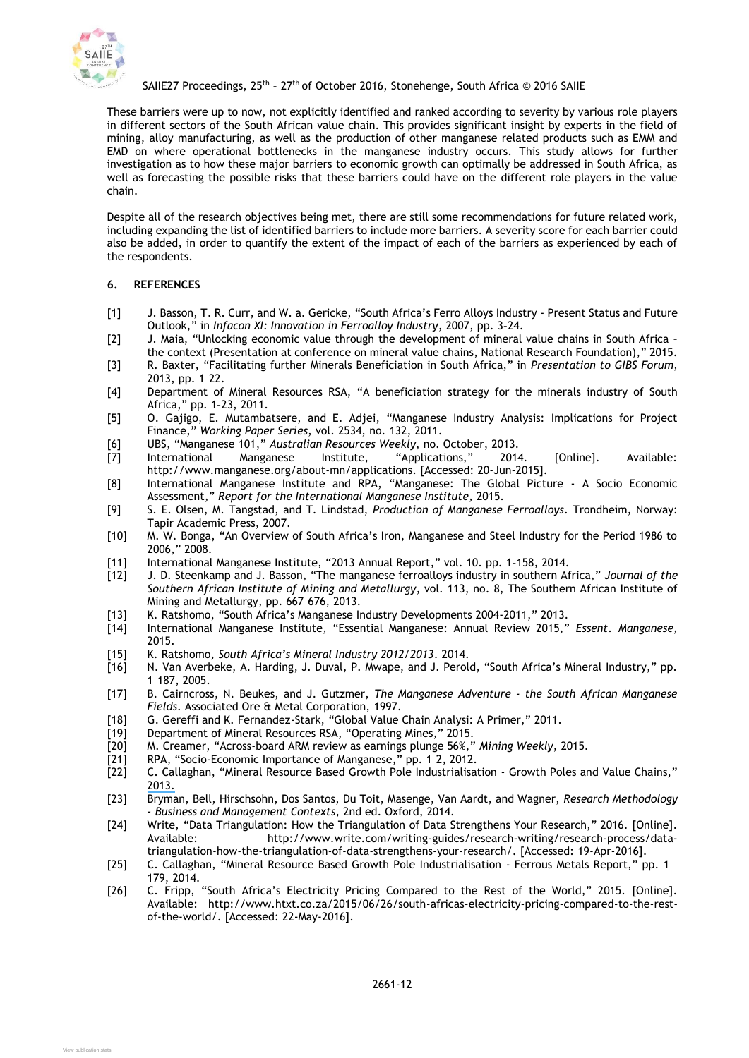These barriers were up to now, not explicitly identified and ranked according to severity by various role players in different sectors of the South African value chain. This provides significant insight by experts in the field of mining, alloy manufacturing, as well as the production of other manganese related products such as EMM and EMD on where operational bottlenecks in the manganese industry occurs. This study allows for further investigation as to how these major barriers to economic growth can optimally be addressed in South Africa, as well as forecasting the possible risks that these barriers could have on the different role players in the value chain.

Despite all of the research objectives being met, there are still some recommendations for future related work, including expanding the list of identified barriers to include more barriers. A severity score for each barrier could also be added, in order to quantify the extent of the impact of each of the barriers as experienced by each of the respondents.

## 6. REFERENCES

[1] J. Basson, T. R. Curr, and W. a. Gericke, "South Africa's Ferro Alloys Industry - Present Status and Future Outlook," in *Infacon XI: Innovation in Ferroalloy Industry*, 2007, pp. 3–24.

[2] J. Maia, "Unlocking economic value through the development of mineral value chains in South Africa – the context (Presentation at conference on mineral value chains, National Research Foundation)," 2015.

[3] R. Baxter, "Facilitating further Minerals Beneficiation in South Africa," in *Presentation to GIBS Forum*, 2013, pp. 1–22.

[4] Department of Mineral Resources RSA, "A beneficiation strategy for the minerals industry of South Africa," pp. 1–23, 2011.

[5] O. Gajigo, E. Mutambatsere, and E. Adjei, "Manganese Industry Analysis: Implications for Project Finance," *Working Paper Series*, vol. 2534, no. 132, 2011.

[6] UBS, "Manganese 101," *Australian Resources Weekly*, no. October, 2013.

[7] International Manganese Institute, "Applications," 2014. [Online]. Available: http://www.manganese.org/about-mn/applications. [Accessed: 20-Jun-2015].

[8] International Manganese Institute and RPA, "Manganese: The Global Picture - A Socio Economic Assessment," *Report for the International Manganese Institute*, 2015.

[9] S. E. Olsen, M. Tangstad, and T. Lindstad, *Production of Manganese Ferroalloys*. Trondheim, Norway: Tapir Academic Press, 2007.

[10] M. W. Bonga, "An Overview of South Africa's Iron, Manganese and Steel Industry for the Period 1986 to 2006," 2008.

[11] International Manganese Institute, "2013 Annual Report," vol. 10. pp. 1–158, 2014.

[12] J. D. Steenkamp and J. Basson, "The manganese ferroalloys industry in southern Africa," *Journal of the Southern African Institute of Mining and Metallurgy*, vol. 113, no. 8, The Southern African Institute of Mining and Metallurgy, pp. 667–676, 2013.

[13] K. Ratshomo, "South Africa's Manganese Industry Developments 2004-2011," 2013.

[14] International Manganese Institute, "Essential Manganese: Annual Review 2015," *Essent. Manganese*, 2015.

[15] K. Ratshomo, *South Africa's Mineral Industry 2012/2013*. 2014.

[16] N. Van Averbeke, A. Harding, J. Duval, P. Mwape, and J. Perold, "South Africa's Mineral Industry," pp. 1–187, 2005.

[17] B. Cairncross, N. Beukes, and J. Gutzmer, *The Manganese Adventure - the South African Manganese Fields*. Associated Ore & Metal Corporation, 1997.

[18] G. Gereffi and K. Fernandez-Stark, "Global Value Chain Analysi: A Primer," 2011.

[19] Department of Mineral Resources RSA, "Operating Mines," 2015.

[20] M. Creamer, "Across-board ARM review as earnings plunge 56%," *Mining Weekly*, 2015.

[21] RPA, "Socio-Economic Importance of Manganese," pp. 1–2, 2012.

[22] C. Callaghan, "Mineral Resource Based Growth Pole Industrialisation - Growth Poles and Value Chains," 2013.

[23] Bryman, Bell, Hirschsohn, Dos Santos, Du Toit, Masenge, Van Aardt, and Wagner, *Research Methodology - Business and Management Contexts*, 2nd ed. Oxford, 2014.

[24] Write, "Data Triangulation: How the Triangulation of Data Strengthens Your Research," 2016. [Online]. Available: http://www.write.com/writing-guides/research-writing/research-process/data-triangulation-how-the-triangulation-of-data-strengthens-your-research/. [Accessed: 19-Apr-2016].

[25] C. Callaghan, "Mineral Resource Based Growth Pole Industrialisation - Ferrous Metals Report," pp. 1 – 179, 2014.

[26] C. Fripp, "South Africa's Electricity Pricing Compared to the Rest of the World," 2015. [Online]. Available: http://www.htxt.co.za/2015/06/26/south-africas-electricity-pricing-compared-to-the-rest-of-the-world/. [Accessed: 22-May-2016].